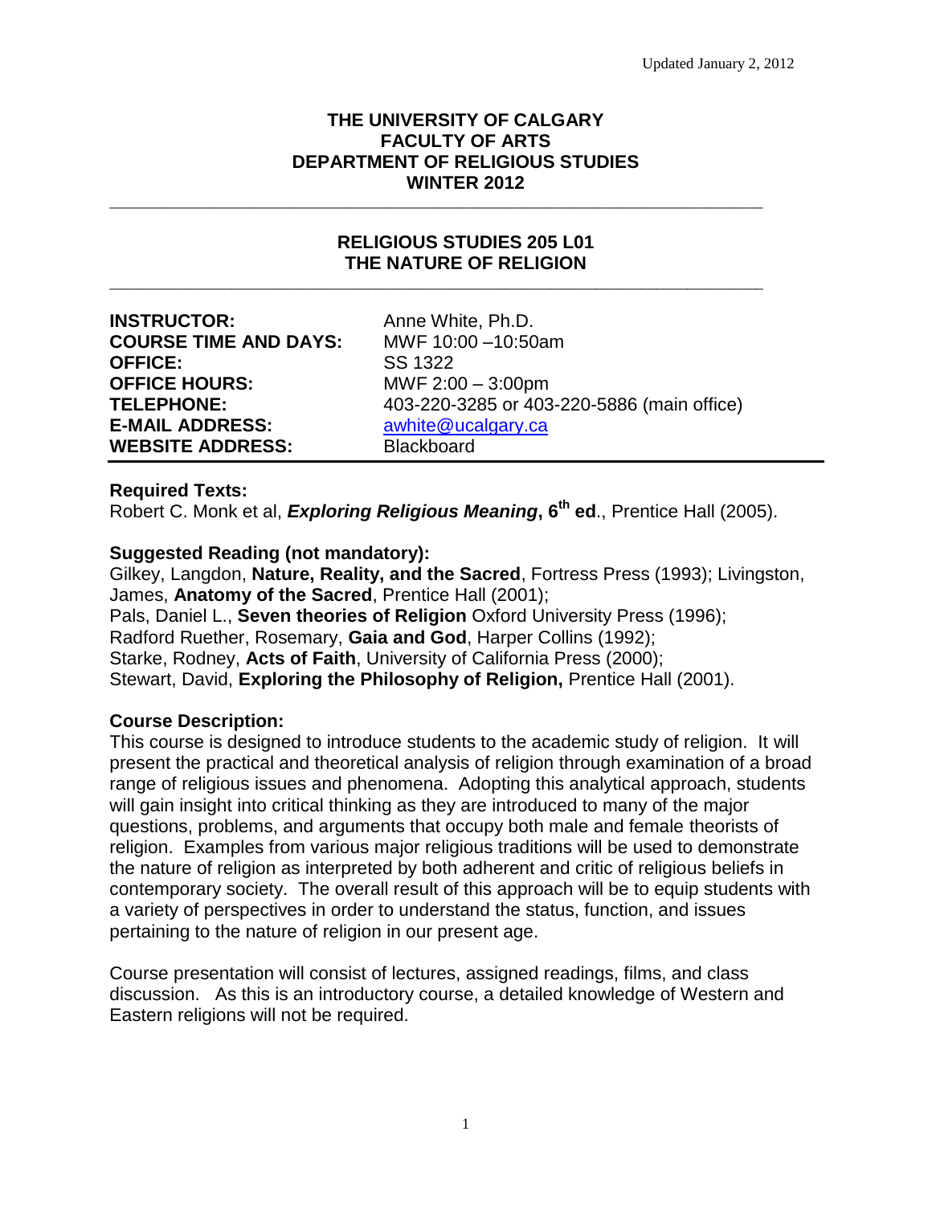Updated January 2, 2012

**THE UNIVERSITY OF CALGARY**
**FACULTY OF ARTS**
**DEPARTMENT OF RELIGIOUS STUDIES**
**WINTER 2012**

---

# RELIGIOUS STUDIES 205 L01
# THE NATURE OF RELIGION

---

| | |
|---|---|
| **INSTRUCTOR:** | Anne White, Ph.D. |
| **COURSE TIME AND DAYS:** | MWF 10:00 –10:50am |
| **OFFICE:** | SS 1322 |
| **OFFICE HOURS:** | MWF 2:00 – 3:00pm |
| **TELEPHONE:** | 403-220-3285 or 403-220-5886 (main office) |
| **E-MAIL ADDRESS:** | awhite@ucalgary.ca |
| **WEBSITE ADDRESS:** | Blackboard |

## Required Texts:

Robert C. Monk et al, ***Exploring Religious Meaning*, 6th ed**., Prentice Hall (2005).

## Suggested Reading (not mandatory):

Gilkey, Langdon, **Nature, Reality, and the Sacred**, Fortress Press (1993); Livingston, James, **Anatomy of the Sacred**, Prentice Hall (2001);
Pals, Daniel L., **Seven theories of Religion** Oxford University Press (1996);
Radford Ruether, Rosemary, **Gaia and God**, Harper Collins (1992);
Starke, Rodney, **Acts of Faith**, University of California Press (2000);
Stewart, David, **Exploring the Philosophy of Religion,** Prentice Hall (2001).

## Course Description:

This course is designed to introduce students to the academic study of religion. It will present the practical and theoretical analysis of religion through examination of a broad range of religious issues and phenomena. Adopting this analytical approach, students will gain insight into critical thinking as they are introduced to many of the major questions, problems, and arguments that occupy both male and female theorists of religion. Examples from various major religious traditions will be used to demonstrate the nature of religion as interpreted by both adherent and critic of religious beliefs in contemporary society. The overall result of this approach will be to equip students with a variety of perspectives in order to understand the status, function, and issues pertaining to the nature of religion in our present age.

Course presentation will consist of lectures, assigned readings, films, and class discussion. As this is an introductory course, a detailed knowledge of Western and Eastern religions will not be required.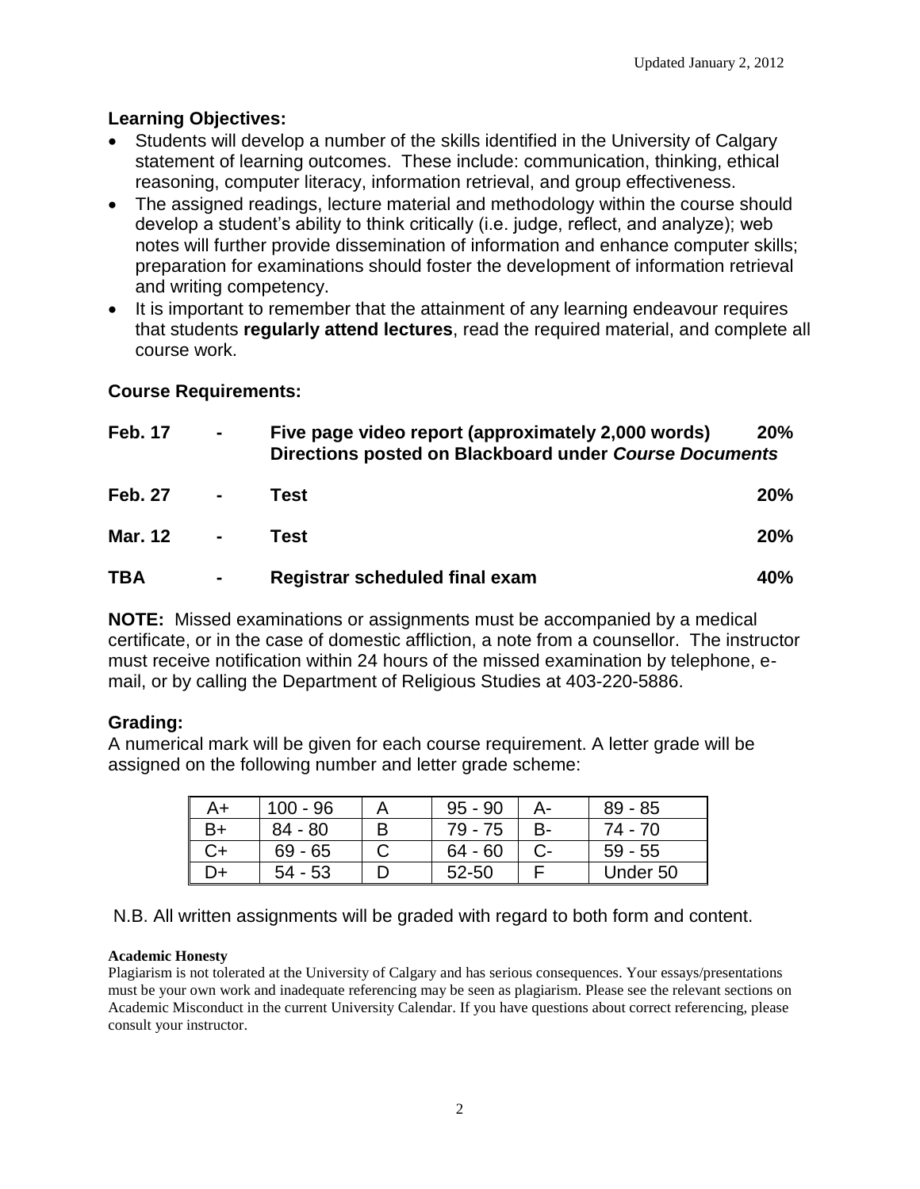## Learning Objectives:

- Students will develop a number of the skills identified in the University of Calgary statement of learning outcomes. These include: communication, thinking, ethical reasoning, computer literacy, information retrieval, and group effectiveness.
- The assigned readings, lecture material and methodology within the course should develop a student's ability to think critically (i.e. judge, reflect, and analyze); web notes will further provide dissemination of information and enhance computer skills; preparation for examinations should foster the development of information retrieval and writing competency.
- It is important to remember that the attainment of any learning endeavour requires that students **regularly attend lectures**, read the required material, and complete all course work.

## Course Requirements:

| | | | |
|---|---|---|---|
| **Feb. 17** | **-** | **Five page video report (approximately 2,000 words)** **Directions posted on Blackboard under *Course Documents*** | **20%** |
| **Feb. 27** | **-** | **Test** | **20%** |
| **Mar. 12** | **-** | **Test** | **20%** |
| **TBA** | **-** | **Registrar scheduled final exam** | **40%** |

**NOTE:** Missed examinations or assignments must be accompanied by a medical certificate, or in the case of domestic affliction, a note from a counsellor. The instructor must receive notification within 24 hours of the missed examination by telephone, e-mail, or by calling the Department of Religious Studies at 403-220-5886.

## Grading:

A numerical mark will be given for each course requirement. A letter grade will be assigned on the following number and letter grade scheme:

| | | | | | |
|---|---|---|---|---|---|
| A+ | 100 - 96 | A | 95 - 90 | A- | 89 - 85 |
| B+ | 84 - 80 | B | 79 - 75 | B- | 74 - 70 |
| C+ | 69 - 65 | C | 64 - 60 | C- | 59 - 55 |
| D+ | 54 - 53 | D | 52-50 | F | Under 50 |

N.B. All written assignments will be graded with regard to both form and content.

**Academic Honesty**

Plagiarism is not tolerated at the University of Calgary and has serious consequences. Your essays/presentations must be your own work and inadequate referencing may be seen as plagiarism. Please see the relevant sections on Academic Misconduct in the current University Calendar. If you have questions about correct referencing, please consult your instructor.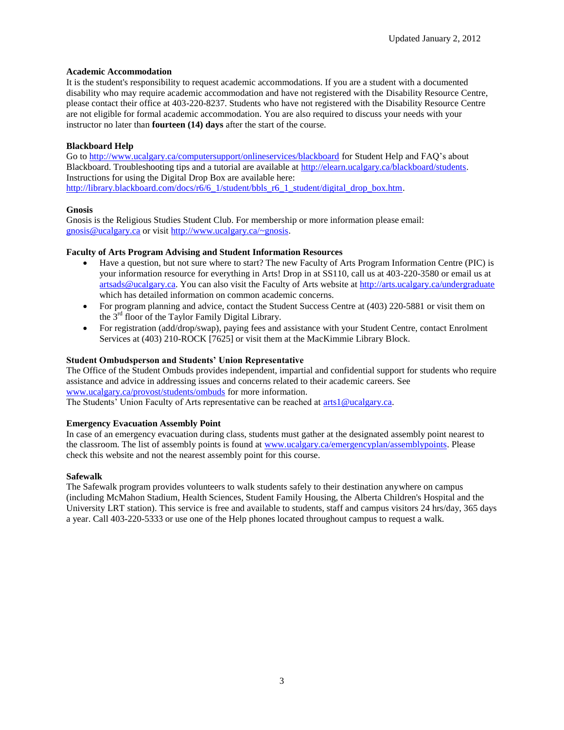Updated January 2, 2012

**Academic Accommodation**

It is the student's responsibility to request academic accommodations. If you are a student with a documented disability who may require academic accommodation and have not registered with the Disability Resource Centre, please contact their office at 403-220-8237. Students who have not registered with the Disability Resource Centre are not eligible for formal academic accommodation. You are also required to discuss your needs with your instructor no later than **fourteen (14) days** after the start of the course.

**Blackboard Help**

Go to http://www.ucalgary.ca/computersupport/onlineservices/blackboard for Student Help and FAQ's about Blackboard. Troubleshooting tips and a tutorial are available at http://elearn.ucalgary.ca/blackboard/students. Instructions for using the Digital Drop Box are available here: http://library.blackboard.com/docs/r6/6_1/student/bbls_r6_1_student/digital_drop_box.htm.

**Gnosis**

Gnosis is the Religious Studies Student Club. For membership or more information please email: gnosis@ucalgary.ca or visit http://www.ucalgary.ca/~gnosis.

**Faculty of Arts Program Advising and Student Information Resources**

- Have a question, but not sure where to start? The new Faculty of Arts Program Information Centre (PIC) is your information resource for everything in Arts! Drop in at SS110, call us at 403-220-3580 or email us at artsads@ucalgary.ca. You can also visit the Faculty of Arts website at http://arts.ucalgary.ca/undergraduate which has detailed information on common academic concerns.
- For program planning and advice, contact the Student Success Centre at (403) 220-5881 or visit them on the 3rd floor of the Taylor Family Digital Library.
- For registration (add/drop/swap), paying fees and assistance with your Student Centre, contact Enrolment Services at (403) 210-ROCK [7625] or visit them at the MacKimmie Library Block.

**Student Ombudsperson and Students' Union Representative**

The Office of the Student Ombuds provides independent, impartial and confidential support for students who require assistance and advice in addressing issues and concerns related to their academic careers. See www.ucalgary.ca/provost/students/ombuds for more information.
The Students' Union Faculty of Arts representative can be reached at arts1@ucalgary.ca.

**Emergency Evacuation Assembly Point**

In case of an emergency evacuation during class, students must gather at the designated assembly point nearest to the classroom. The list of assembly points is found at www.ucalgary.ca/emergencyplan/assemblypoints. Please check this website and not the nearest assembly point for this course.

**Safewalk**

The Safewalk program provides volunteers to walk students safely to their destination anywhere on campus (including McMahon Stadium, Health Sciences, Student Family Housing, the Alberta Children's Hospital and the University LRT station). This service is free and available to students, staff and campus visitors 24 hrs/day, 365 days a year. Call 403-220-5333 or use one of the Help phones located throughout campus to request a walk.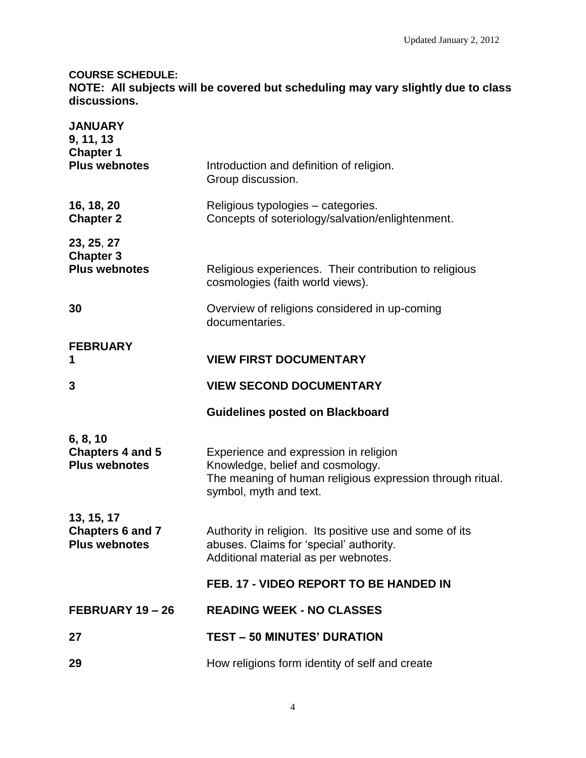Updated January 2, 2012

**COURSE SCHEDULE:**
**NOTE: All subjects will be covered but scheduling may vary slightly due to class discussions.**

| | |
|---|---|
| **JANUARY** | |
| **9, 11, 13**<br>**Chapter 1**<br>**Plus webnotes** | Introduction and definition of religion.<br>Group discussion. |
| **16, 18, 20**<br>**Chapter 2** | Religious typologies – categories.<br>Concepts of soteriology/salvation/enlightenment. |
| **23, 25, 27**<br>**Chapter 3**<br>**Plus webnotes** | Religious experiences. Their contribution to religious cosmologies (faith world views). |
| **30** | Overview of religions considered in up-coming documentaries. |
| **FEBRUARY** | |
| **1** | **VIEW FIRST DOCUMENTARY** |
| **3** | **VIEW SECOND DOCUMENTARY** |
| | **Guidelines posted on Blackboard** |
| **6, 8, 10**<br>**Chapters 4 and 5**<br>**Plus webnotes** | Experience and expression in religion<br>Knowledge, belief and cosmology.<br>The meaning of human religious expression through ritual. symbol, myth and text. |
| **13, 15, 17**<br>**Chapters 6 and 7**<br>**Plus webnotes** | Authority in religion. Its positive use and some of its abuses. Claims for 'special' authority.<br>Additional material as per webnotes. |
| | **FEB. 17 - VIDEO REPORT TO BE HANDED IN** |
| **FEBRUARY 19 – 26** | **READING WEEK - NO CLASSES** |
| **27** | **TEST – 50 MINUTES' DURATION** |
| **29** | How religions form identity of self and create |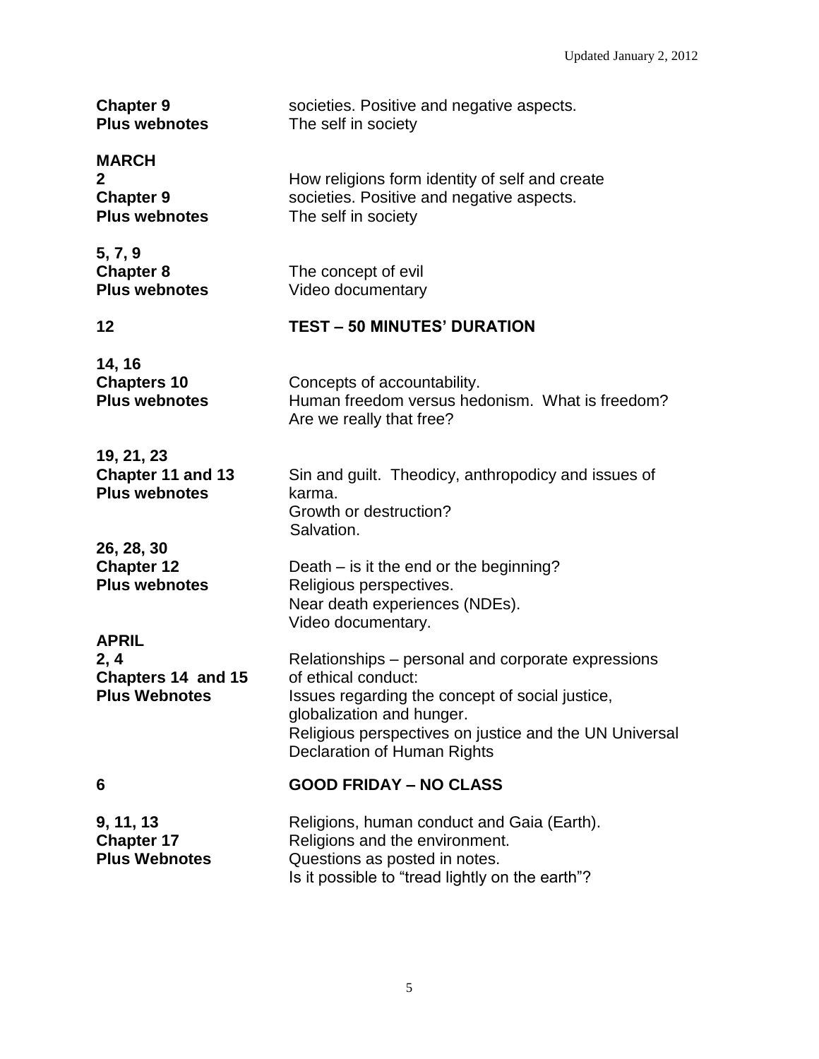| | |
|---|---|
| **Chapter 9**<br>**Plus webnotes** | societies. Positive and negative aspects.<br>The self in society |
| **MARCH**<br>**2**<br>**Chapter 9**<br>**Plus webnotes** | How religions form identity of self and create<br>societies. Positive and negative aspects.<br>The self in society |
| **5, 7, 9**<br>**Chapter 8**<br>**Plus webnotes** | The concept of evil<br>Video documentary |
| **12** | **TEST – 50 MINUTES' DURATION** |
| **14, 16**<br>**Chapters 10**<br>**Plus webnotes** | Concepts of accountability.<br>Human freedom versus hedonism. What is freedom?<br>Are we really that free? |
| **19, 21, 23**<br>**Chapter 11 and 13**<br>**Plus webnotes** | Sin and guilt. Theodicy, anthropodicy and issues of<br>karma.<br>Growth or destruction?<br>Salvation. |
| **26, 28, 30**<br>**Chapter 12**<br>**Plus webnotes** | Death – is it the end or the beginning?<br>Religious perspectives.<br>Near death experiences (NDEs).<br>Video documentary. |
| **APRIL**<br>**2, 4**<br>**Chapters 14 and 15**<br>**Plus Webnotes** | Relationships – personal and corporate expressions<br>of ethical conduct:<br>Issues regarding the concept of social justice,<br>globalization and hunger.<br>Religious perspectives on justice and the UN Universal<br>Declaration of Human Rights |
| **6** | **GOOD FRIDAY – NO CLASS** |
| **9, 11, 13**<br>**Chapter 17**<br>**Plus Webnotes** | Religions, human conduct and Gaia (Earth).<br>Religions and the environment.<br>Questions as posted in notes.<br>Is it possible to "tread lightly on the earth"? |